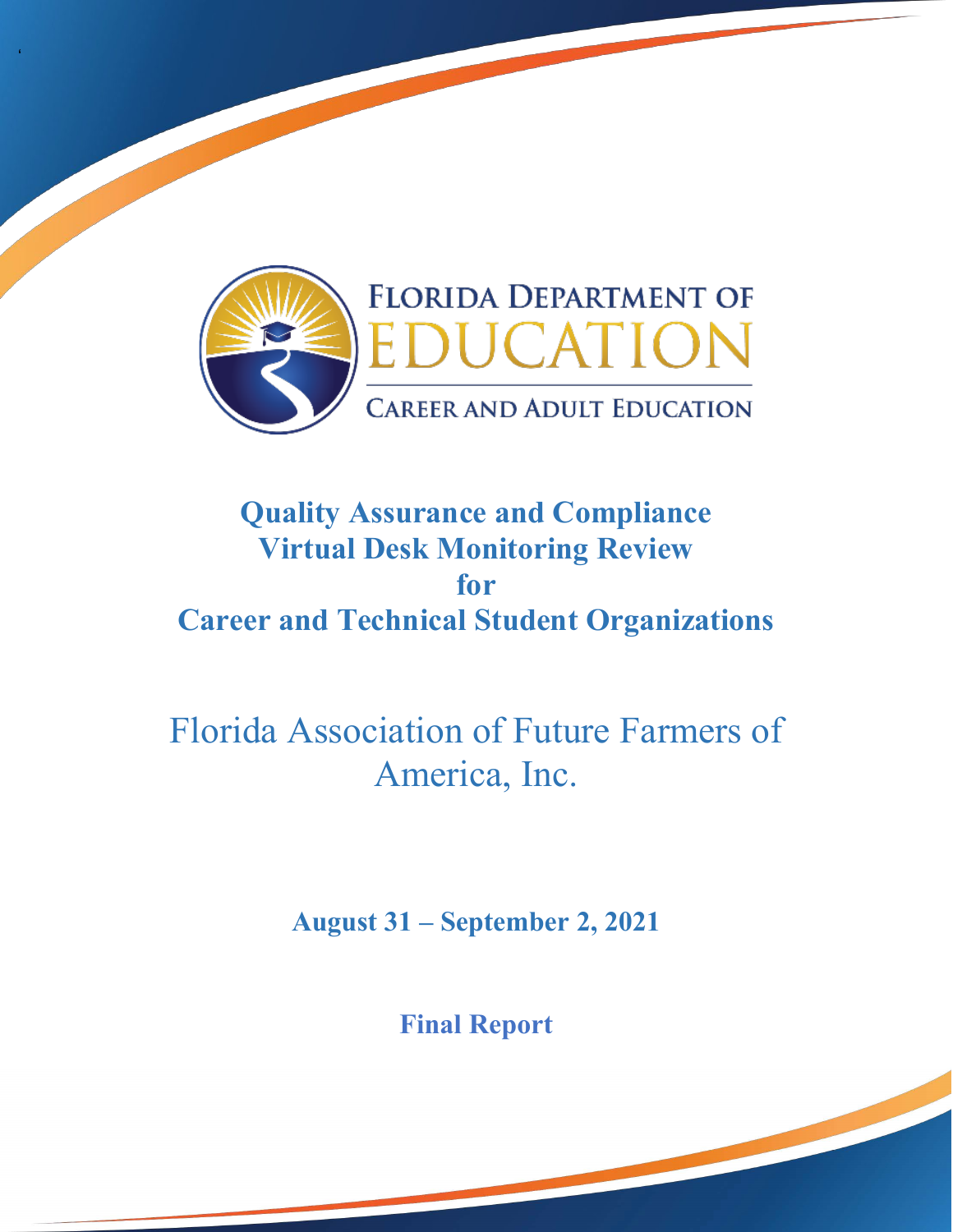FLORIDA DEPARTMENT OF EDUCATION

CAREER AND ADULT EDUCATION

# Quality Assurance and Compliance Virtual Desk Monitoring Review for Career and Technical Student Organizations

# Florida Association of Future Farmers of America, Inc.

**August 31 – September 2, 2021**

**Final Report**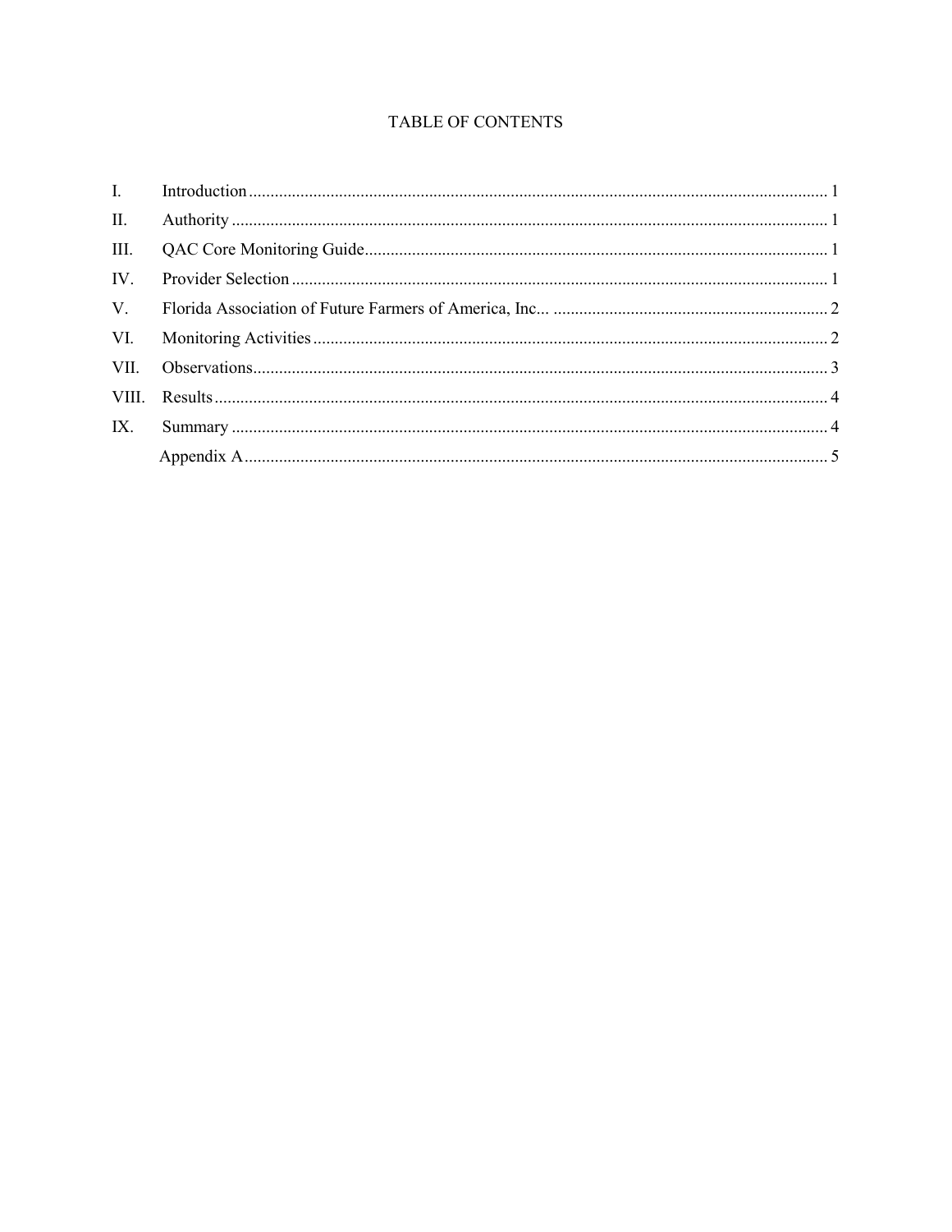# TABLE OF CONTENTS

| | | |
|---|---|---|
| I. | Introduction | 1 |
| II. | Authority | 1 |
| III. | QAC Core Monitoring Guide | 1 |
| IV. | Provider Selection | 1 |
| V. | Florida Association of Future Farmers of America, Inc... | 2 |
| VI. | Monitoring Activities | 2 |
| VII. | Observations | 3 |
| VIII. | Results | 4 |
| IX. | Summary | 4 |
| | Appendix A | 5 |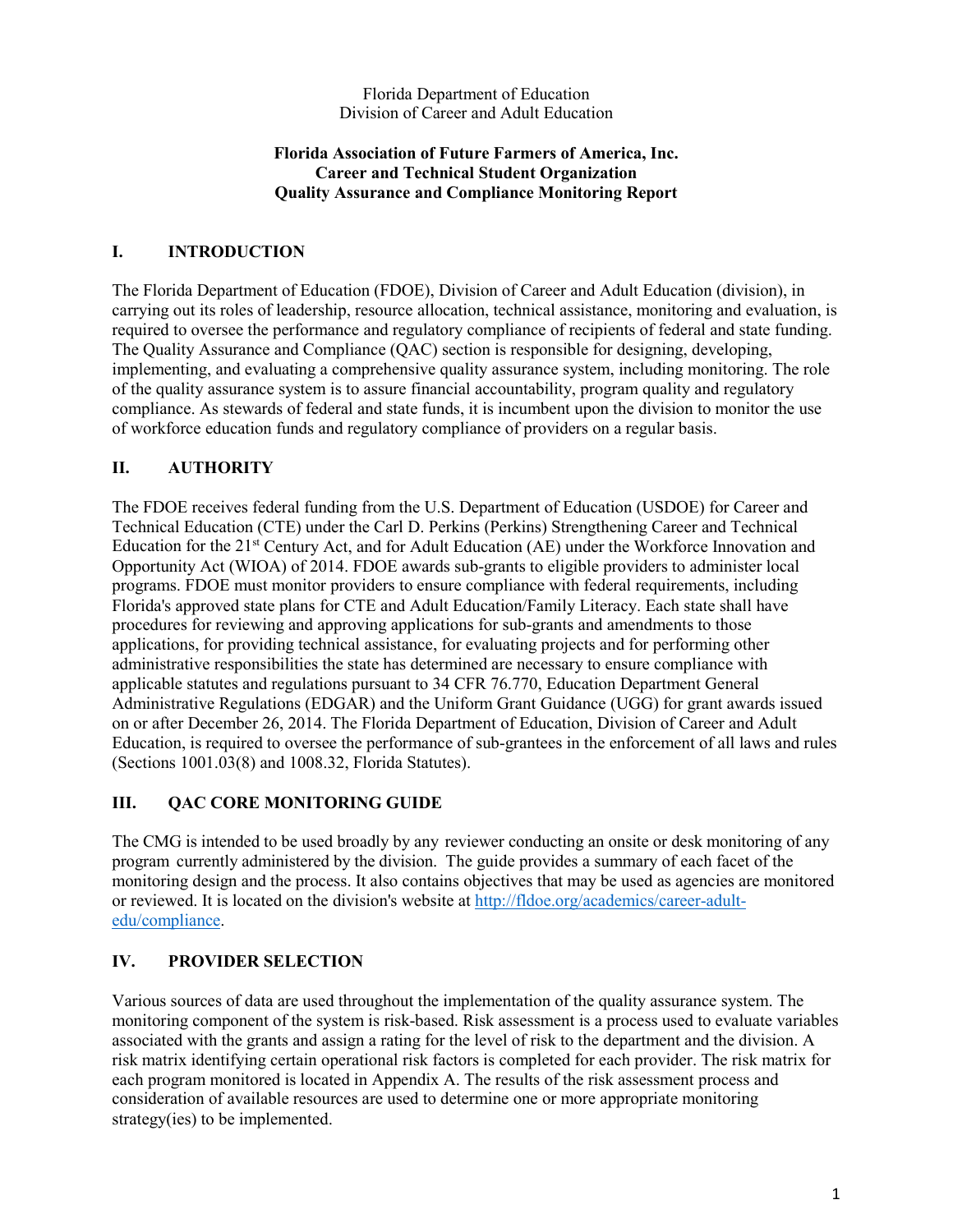Florida Department of Education
Division of Career and Adult Education

**Florida Association of Future Farmers of America, Inc.**
**Career and Technical Student Organization**
**Quality Assurance and Compliance Monitoring Report**

## I. INTRODUCTION

The Florida Department of Education (FDOE), Division of Career and Adult Education (division), in carrying out its roles of leadership, resource allocation, technical assistance, monitoring and evaluation, is required to oversee the performance and regulatory compliance of recipients of federal and state funding. The Quality Assurance and Compliance (QAC) section is responsible for designing, developing, implementing, and evaluating a comprehensive quality assurance system, including monitoring. The role of the quality assurance system is to assure financial accountability, program quality and regulatory compliance. As stewards of federal and state funds, it is incumbent upon the division to monitor the use of workforce education funds and regulatory compliance of providers on a regular basis.

## II. AUTHORITY

The FDOE receives federal funding from the U.S. Department of Education (USDOE) for Career and Technical Education (CTE) under the Carl D. Perkins (Perkins) Strengthening Career and Technical Education for the 21st Century Act, and for Adult Education (AE) under the Workforce Innovation and Opportunity Act (WIOA) of 2014. FDOE awards sub-grants to eligible providers to administer local programs. FDOE must monitor providers to ensure compliance with federal requirements, including Florida's approved state plans for CTE and Adult Education/Family Literacy. Each state shall have procedures for reviewing and approving applications for sub-grants and amendments to those applications, for providing technical assistance, for evaluating projects and for performing other administrative responsibilities the state has determined are necessary to ensure compliance with applicable statutes and regulations pursuant to 34 CFR 76.770, Education Department General Administrative Regulations (EDGAR) and the Uniform Grant Guidance (UGG) for grant awards issued on or after December 26, 2014. The Florida Department of Education, Division of Career and Adult Education, is required to oversee the performance of sub-grantees in the enforcement of all laws and rules (Sections 1001.03(8) and 1008.32, Florida Statutes).

## III. QAC CORE MONITORING GUIDE

The CMG is intended to be used broadly by any reviewer conducting an onsite or desk monitoring of any program currently administered by the division. The guide provides a summary of each facet of the monitoring design and the process. It also contains objectives that may be used as agencies are monitored or reviewed. It is located on the division's website at [http://fldoe.org/academics/career-adult-edu/compliance](http://fldoe.org/academics/career-adult-edu/compliance).

## IV. PROVIDER SELECTION

Various sources of data are used throughout the implementation of the quality assurance system. The monitoring component of the system is risk-based. Risk assessment is a process used to evaluate variables associated with the grants and assign a rating for the level of risk to the department and the division. A risk matrix identifying certain operational risk factors is completed for each provider. The risk matrix for each program monitored is located in Appendix A. The results of the risk assessment process and consideration of available resources are used to determine one or more appropriate monitoring strategy(ies) to be implemented.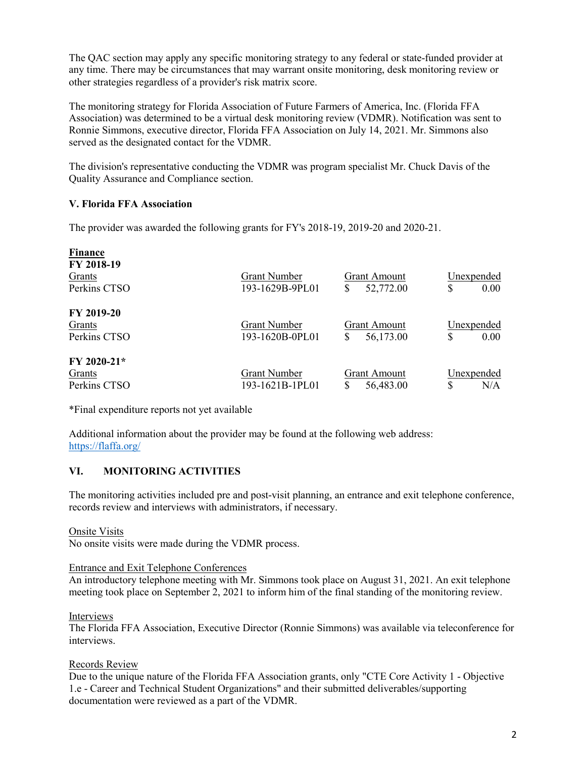The QAC section may apply any specific monitoring strategy to any federal or state-funded provider at any time. There may be circumstances that may warrant onsite monitoring, desk monitoring review or other strategies regardless of a provider's risk matrix score.

The monitoring strategy for Florida Association of Future Farmers of America, Inc. (Florida FFA Association) was determined to be a virtual desk monitoring review (VDMR). Notification was sent to Ronnie Simmons, executive director, Florida FFA Association on July 14, 2021. Mr. Simmons also served as the designated contact for the VDMR.

The division's representative conducting the VDMR was program specialist Mr. Chuck Davis of the Quality Assurance and Compliance section.

## V. Florida FFA Association

The provider was awarded the following grants for FY's 2018-19, 2019-20 and 2020-21.

**Finance**

**FY 2018-19**

| Grants | Grant Number | Grant Amount | Unexpended |
|---|---|---|---|
| Perkins CTSO | 193-1629B-9PL01 | $ 52,772.00 | $ 0.00 |

**FY 2019-20**

| Grants | Grant Number | Grant Amount | Unexpended |
|---|---|---|---|
| Perkins CTSO | 193-1620B-0PL01 | $ 56,173.00 | $ 0.00 |

**FY 2020-21***

| Grants | Grant Number | Grant Amount | Unexpended |
|---|---|---|---|
| Perkins CTSO | 193-1621B-1PL01 | $ 56,483.00 | $ N/A |

*Final expenditure reports not yet available

Additional information about the provider may be found at the following web address: https://flaffa.org/

## VI. MONITORING ACTIVITIES

The monitoring activities included pre and post-visit planning, an entrance and exit telephone conference, records review and interviews with administrators, if necessary.

Onsite Visits
No onsite visits were made during the VDMR process.

Entrance and Exit Telephone Conferences
An introductory telephone meeting with Mr. Simmons took place on August 31, 2021. An exit telephone meeting took place on September 2, 2021 to inform him of the final standing of the monitoring review.

Interviews
The Florida FFA Association, Executive Director (Ronnie Simmons) was available via teleconference for interviews.

Records Review
Due to the unique nature of the Florida FFA Association grants, only "CTE Core Activity 1 - Objective 1.e - Career and Technical Student Organizations" and their submitted deliverables/supporting documentation were reviewed as a part of the VDMR.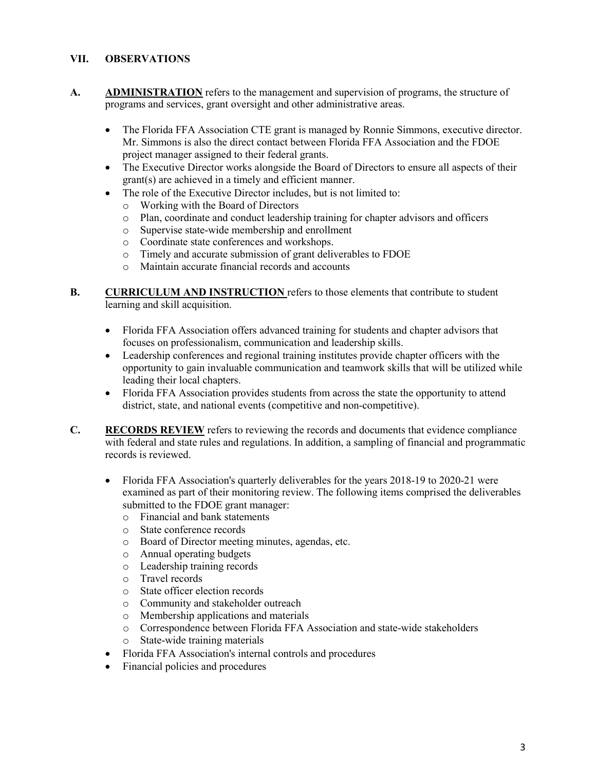## VII. OBSERVATIONS

**A. ADMINISTRATION** refers to the management and supervision of programs, the structure of programs and services, grant oversight and other administrative areas.

- The Florida FFA Association CTE grant is managed by Ronnie Simmons, executive director. Mr. Simmons is also the direct contact between Florida FFA Association and the FDOE project manager assigned to their federal grants.
- The Executive Director works alongside the Board of Directors to ensure all aspects of their grant(s) are achieved in a timely and efficient manner.
- The role of the Executive Director includes, but is not limited to:
  - Working with the Board of Directors
  - Plan, coordinate and conduct leadership training for chapter advisors and officers
  - Supervise state-wide membership and enrollment
  - Coordinate state conferences and workshops.
  - Timely and accurate submission of grant deliverables to FDOE
  - Maintain accurate financial records and accounts

**B. CURRICULUM AND INSTRUCTION** refers to those elements that contribute to student learning and skill acquisition.

- Florida FFA Association offers advanced training for students and chapter advisors that focuses on professionalism, communication and leadership skills.
- Leadership conferences and regional training institutes provide chapter officers with the opportunity to gain invaluable communication and teamwork skills that will be utilized while leading their local chapters.
- Florida FFA Association provides students from across the state the opportunity to attend district, state, and national events (competitive and non-competitive).

**C. RECORDS REVIEW** refers to reviewing the records and documents that evidence compliance with federal and state rules and regulations. In addition, a sampling of financial and programmatic records is reviewed.

- Florida FFA Association's quarterly deliverables for the years 2018-19 to 2020-21 were examined as part of their monitoring review. The following items comprised the deliverables submitted to the FDOE grant manager:
  - Financial and bank statements
  - State conference records
  - Board of Director meeting minutes, agendas, etc.
  - Annual operating budgets
  - Leadership training records
  - Travel records
  - State officer election records
  - Community and stakeholder outreach
  - Membership applications and materials
  - Correspondence between Florida FFA Association and state-wide stakeholders
  - State-wide training materials
- Florida FFA Association's internal controls and procedures
- Financial policies and procedures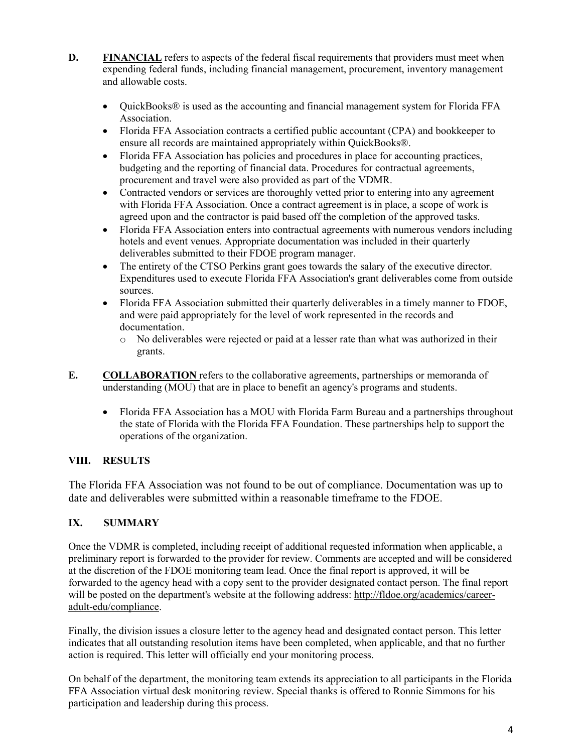**D. FINANCIAL** refers to aspects of the federal fiscal requirements that providers must meet when expending federal funds, including financial management, procurement, inventory management and allowable costs.

- QuickBooks® is used as the accounting and financial management system for Florida FFA Association.
- Florida FFA Association contracts a certified public accountant (CPA) and bookkeeper to ensure all records are maintained appropriately within QuickBooks®.
- Florida FFA Association has policies and procedures in place for accounting practices, budgeting and the reporting of financial data. Procedures for contractual agreements, procurement and travel were also provided as part of the VDMR.
- Contracted vendors or services are thoroughly vetted prior to entering into any agreement with Florida FFA Association. Once a contract agreement is in place, a scope of work is agreed upon and the contractor is paid based off the completion of the approved tasks.
- Florida FFA Association enters into contractual agreements with numerous vendors including hotels and event venues. Appropriate documentation was included in their quarterly deliverables submitted to their FDOE program manager.
- The entirety of the CTSO Perkins grant goes towards the salary of the executive director. Expenditures used to execute Florida FFA Association's grant deliverables come from outside sources.
- Florida FFA Association submitted their quarterly deliverables in a timely manner to FDOE, and were paid appropriately for the level of work represented in the records and documentation.
  - No deliverables were rejected or paid at a lesser rate than what was authorized in their grants.

**E. COLLABORATION** refers to the collaborative agreements, partnerships or memoranda of understanding (MOU) that are in place to benefit an agency's programs and students.

- Florida FFA Association has a MOU with Florida Farm Bureau and a partnerships throughout the state of Florida with the Florida FFA Foundation. These partnerships help to support the operations of the organization.

## VIII. RESULTS

The Florida FFA Association was not found to be out of compliance. Documentation was up to date and deliverables were submitted within a reasonable timeframe to the FDOE.

## IX. SUMMARY

Once the VDMR is completed, including receipt of additional requested information when applicable, a preliminary report is forwarded to the provider for review. Comments are accepted and will be considered at the discretion of the FDOE monitoring team lead. Once the final report is approved, it will be forwarded to the agency head with a copy sent to the provider designated contact person. The final report will be posted on the department's website at the following address: http://fldoe.org/academics/career-adult-edu/compliance.

Finally, the division issues a closure letter to the agency head and designated contact person. This letter indicates that all outstanding resolution items have been completed, when applicable, and that no further action is required. This letter will officially end your monitoring process.

On behalf of the department, the monitoring team extends its appreciation to all participants in the Florida FFA Association virtual desk monitoring review. Special thanks is offered to Ronnie Simmons for his participation and leadership during this process.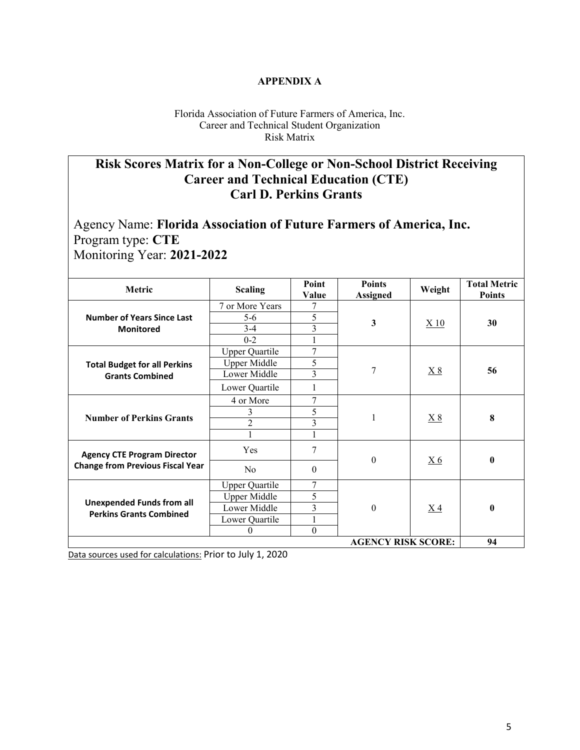**APPENDIX A**

Florida Association of Future Farmers of America, Inc.
Career and Technical Student Organization
Risk Matrix

## Risk Scores Matrix for a Non-College or Non-School District Receiving Career and Technical Education (CTE) Carl D. Perkins Grants

Agency Name: **Florida Association of Future Farmers of America, Inc.**
Program type: **CTE**
Monitoring Year: **2021-2022**

| Metric | Scaling | Point Value | Points Assigned | Weight | Total Metric Points |
|---|---|---|---|---|---|
| **Number of Years Since Last Monitored** | 7 or More Years | 7 | **3** | X 10 | **30** |
| | 5-6 | 5 | | | |
| | 3-4 | 3 | | | |
| | 0-2 | 1 | | | |
| **Total Budget for all Perkins Grants Combined** | Upper Quartile | 7 | 7 | X 8 | **56** |
| | Upper Middle | 5 | | | |
| | Lower Middle | 3 | | | |
| | Lower Quartile | 1 | | | |
| **Number of Perkins Grants** | 4 or More | 7 | 1 | X 8 | **8** |
| | 3 | 5 | | | |
| | 2 | 3 | | | |
| | 1 | 1 | | | |
| **Agency CTE Program Director Change from Previous Fiscal Year** | Yes | 7 | 0 | X 6 | **0** |
| | No | 0 | | | |
| **Unexpended Funds from all Perkins Grants Combined** | Upper Quartile | 7 | 0 | X 4 | **0** |
| | Upper Middle | 5 | | | |
| | Lower Middle | 3 | | | |
| | Lower Quartile | 1 | | | |
| | 0 | 0 | | | |
| | | | | **AGENCY RISK SCORE:** | **94** |

Data sources used for calculations: Prior to July 1, 2020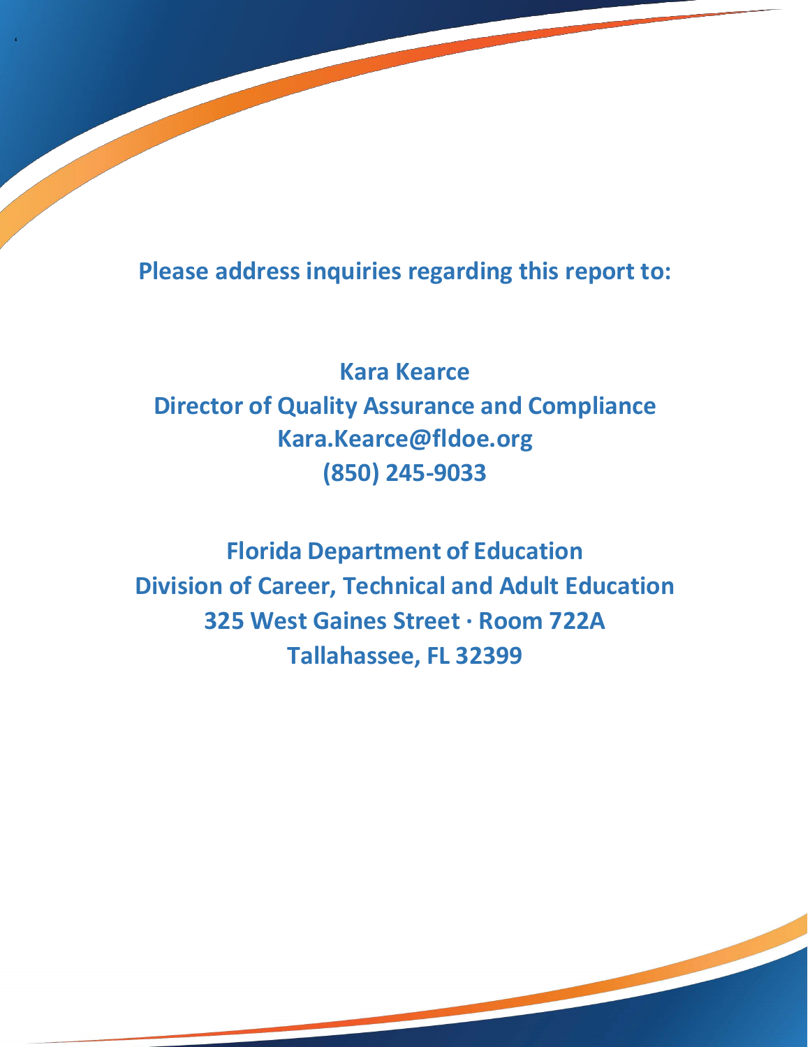**Please address inquiries regarding this report to:**

**Kara Kearce**
**Director of Quality Assurance and Compliance**
**Kara.Kearce@fldoe.org**
**(850) 245-9033**

**Florida Department of Education**
**Division of Career, Technical and Adult Education**
**325 West Gaines Street · Room 722A**
**Tallahassee, FL 32399**